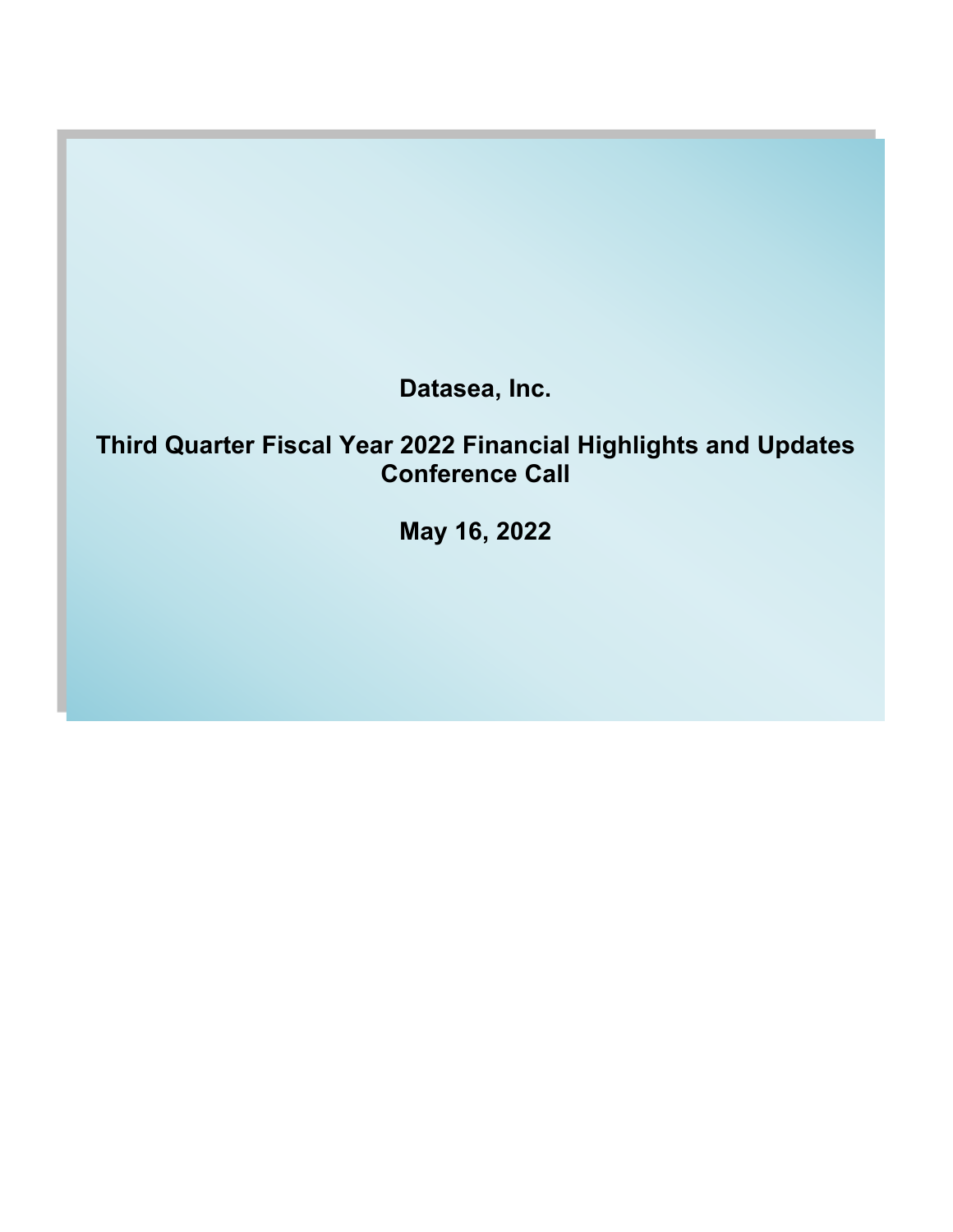# Datasea, Inc.

## Third Quarter Fiscal Year 2022 Financial Highlights and Updates Conference Call

**May 16, 2022**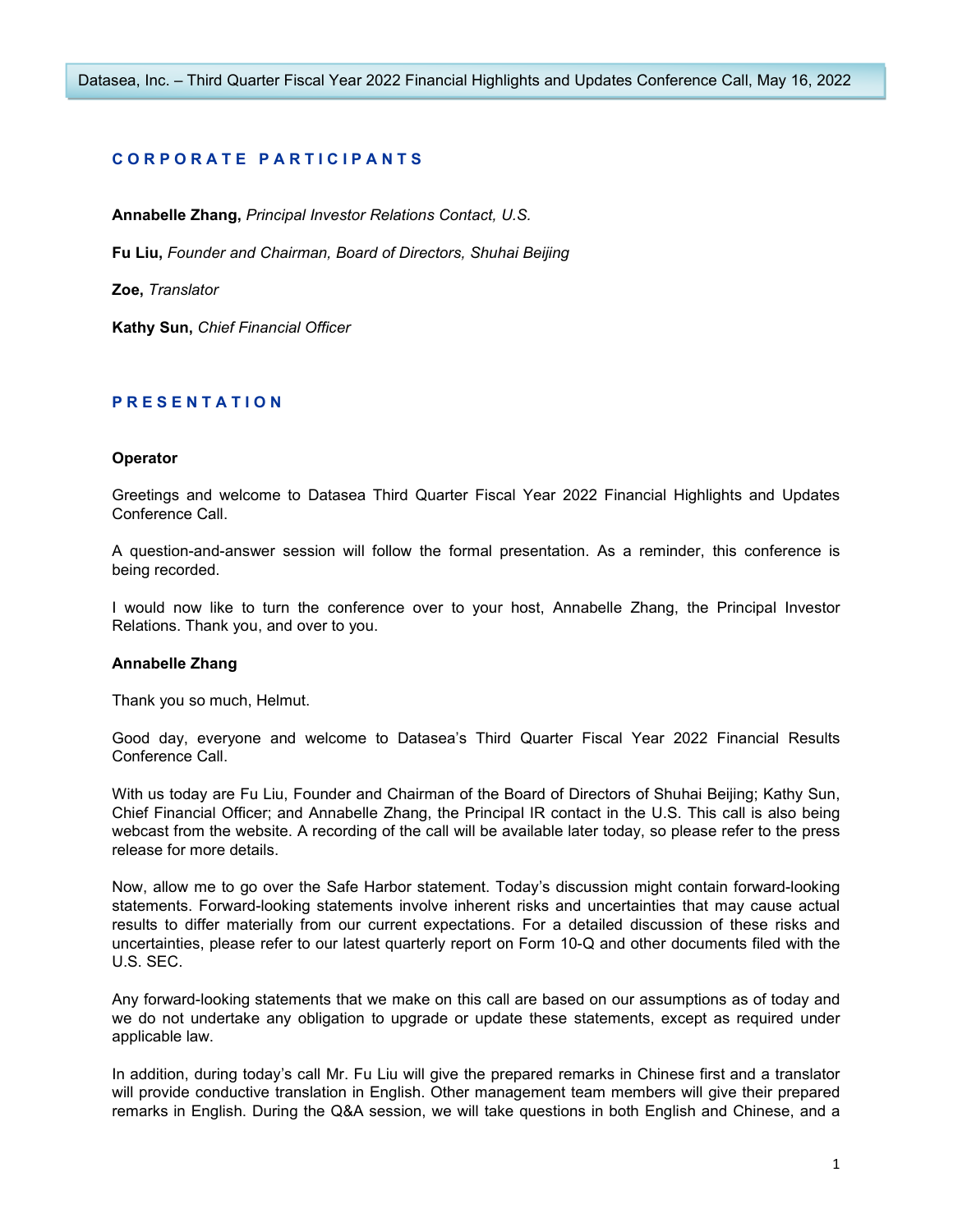## CORPORATE PARTICIPANTS

**Annabelle Zhang,** *Principal Investor Relations Contact, U.S.*

**Fu Liu,** *Founder and Chairman, Board of Directors, Shuhai Beijing*

**Zoe,** *Translator*

**Kathy Sun,** *Chief Financial Officer*

## PRESENTATION

**Operator**

Greetings and welcome to Datasea Third Quarter Fiscal Year 2022 Financial Highlights and Updates Conference Call.

A question-and-answer session will follow the formal presentation. As a reminder, this conference is being recorded.

I would now like to turn the conference over to your host, Annabelle Zhang, the Principal Investor Relations. Thank you, and over to you.

**Annabelle Zhang**

Thank you so much, Helmut.

Good day, everyone and welcome to Datasea's Third Quarter Fiscal Year 2022 Financial Results Conference Call.

With us today are Fu Liu, Founder and Chairman of the Board of Directors of Shuhai Beijing; Kathy Sun, Chief Financial Officer; and Annabelle Zhang, the Principal IR contact in the U.S. This call is also being webcast from the website. A recording of the call will be available later today, so please refer to the press release for more details.

Now, allow me to go over the Safe Harbor statement. Today's discussion might contain forward-looking statements. Forward-looking statements involve inherent risks and uncertainties that may cause actual results to differ materially from our current expectations. For a detailed discussion of these risks and uncertainties, please refer to our latest quarterly report on Form 10-Q and other documents filed with the U.S. SEC.

Any forward-looking statements that we make on this call are based on our assumptions as of today and we do not undertake any obligation to upgrade or update these statements, except as required under applicable law.

In addition, during today's call Mr. Fu Liu will give the prepared remarks in Chinese first and a translator will provide conductive translation in English. Other management team members will give their prepared remarks in English. During the Q&A session, we will take questions in both English and Chinese, and a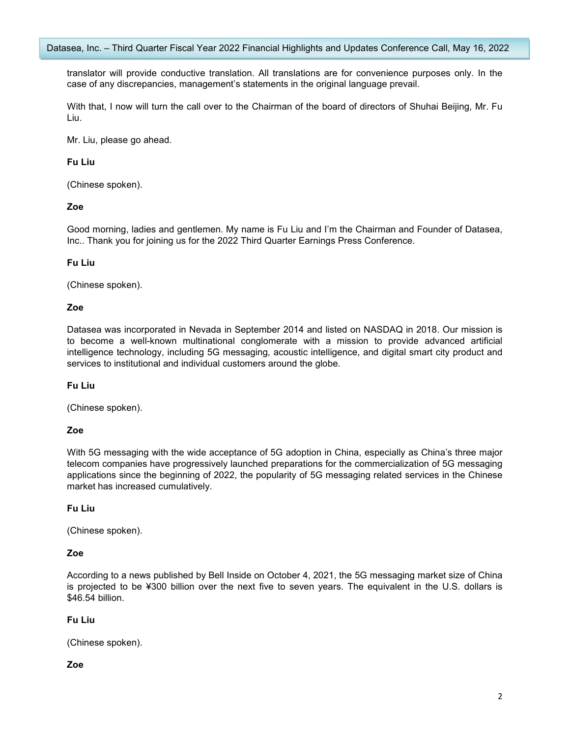translator will provide conductive translation. All translations are for convenience purposes only. In the case of any discrepancies, management's statements in the original language prevail.

With that, I now will turn the call over to the Chairman of the board of directors of Shuhai Beijing, Mr. Fu Liu.

Mr. Liu, please go ahead.

**Fu Liu**

(Chinese spoken).

**Zoe**

Good morning, ladies and gentlemen. My name is Fu Liu and I'm the Chairman and Founder of Datasea, Inc.. Thank you for joining us for the 2022 Third Quarter Earnings Press Conference.

**Fu Liu**

(Chinese spoken).

**Zoe**

Datasea was incorporated in Nevada in September 2014 and listed on NASDAQ in 2018. Our mission is to become a well-known multinational conglomerate with a mission to provide advanced artificial intelligence technology, including 5G messaging, acoustic intelligence, and digital smart city product and services to institutional and individual customers around the globe.

**Fu Liu**

(Chinese spoken).

**Zoe**

With 5G messaging with the wide acceptance of 5G adoption in China, especially as China's three major telecom companies have progressively launched preparations for the commercialization of 5G messaging applications since the beginning of 2022, the popularity of 5G messaging related services in the Chinese market has increased cumulatively.

**Fu Liu**

(Chinese spoken).

**Zoe**

According to a news published by Bell Inside on October 4, 2021, the 5G messaging market size of China is projected to be ¥300 billion over the next five to seven years. The equivalent in the U.S. dollars is $46.54 billion.

**Fu Liu**

(Chinese spoken).

**Zoe**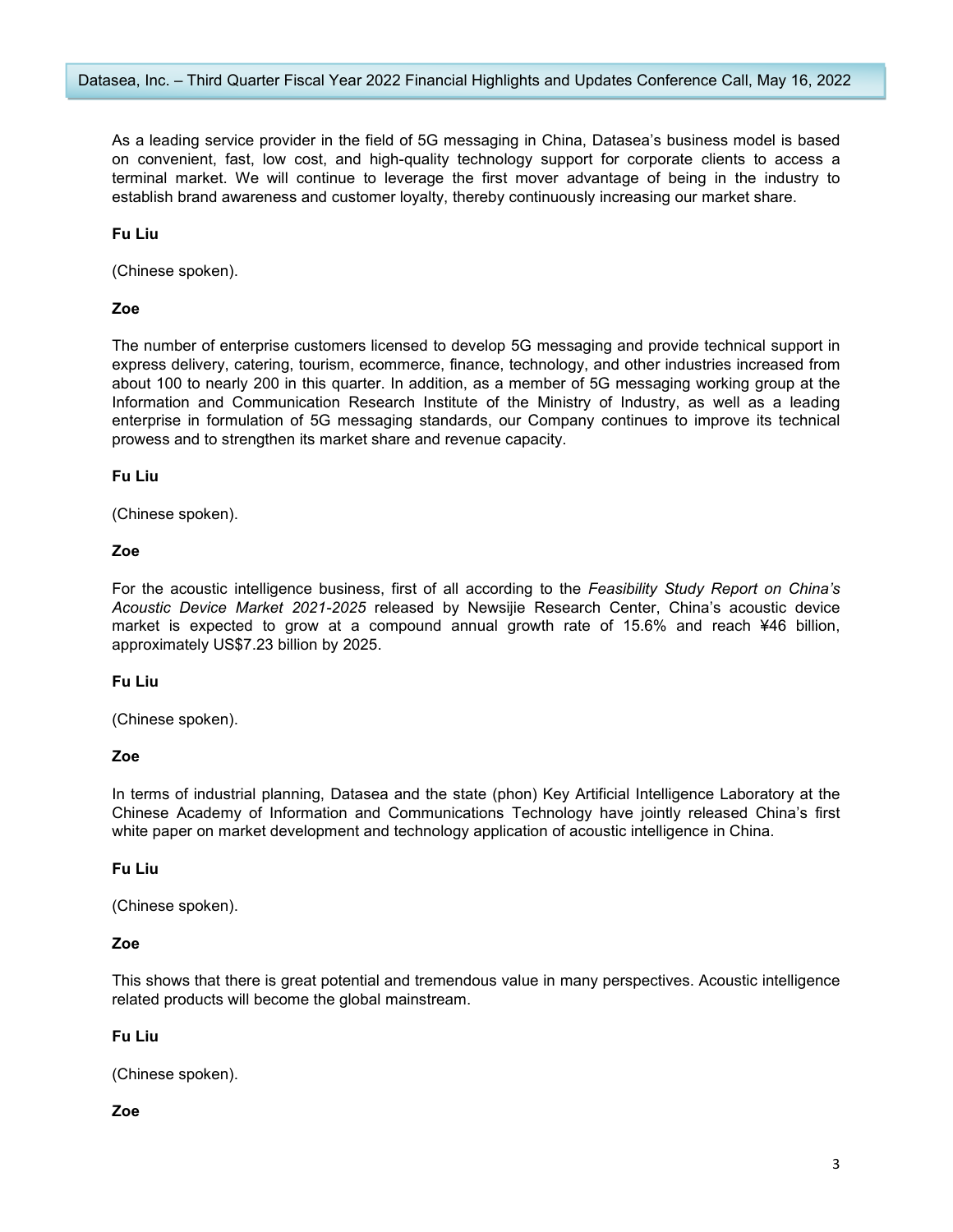As a leading service provider in the field of 5G messaging in China, Datasea's business model is based on convenient, fast, low cost, and high-quality technology support for corporate clients to access a terminal market. We will continue to leverage the first mover advantage of being in the industry to establish brand awareness and customer loyalty, thereby continuously increasing our market share.

**Fu Liu**

(Chinese spoken).

**Zoe**

The number of enterprise customers licensed to develop 5G messaging and provide technical support in express delivery, catering, tourism, ecommerce, finance, technology, and other industries increased from about 100 to nearly 200 in this quarter. In addition, as a member of 5G messaging working group at the Information and Communication Research Institute of the Ministry of Industry, as well as a leading enterprise in formulation of 5G messaging standards, our Company continues to improve its technical prowess and to strengthen its market share and revenue capacity.

**Fu Liu**

(Chinese spoken).

**Zoe**

For the acoustic intelligence business, first of all according to the *Feasibility Study Report on China's Acoustic Device Market 2021-2025* released by Newsijie Research Center, China's acoustic device market is expected to grow at a compound annual growth rate of 15.6% and reach ¥46 billion, approximately US$7.23 billion by 2025.

**Fu Liu**

(Chinese spoken).

**Zoe**

In terms of industrial planning, Datasea and the state (phon) Key Artificial Intelligence Laboratory at the Chinese Academy of Information and Communications Technology have jointly released China's first white paper on market development and technology application of acoustic intelligence in China.

**Fu Liu**

(Chinese spoken).

**Zoe**

This shows that there is great potential and tremendous value in many perspectives. Acoustic intelligence related products will become the global mainstream.

**Fu Liu**

(Chinese spoken).

**Zoe**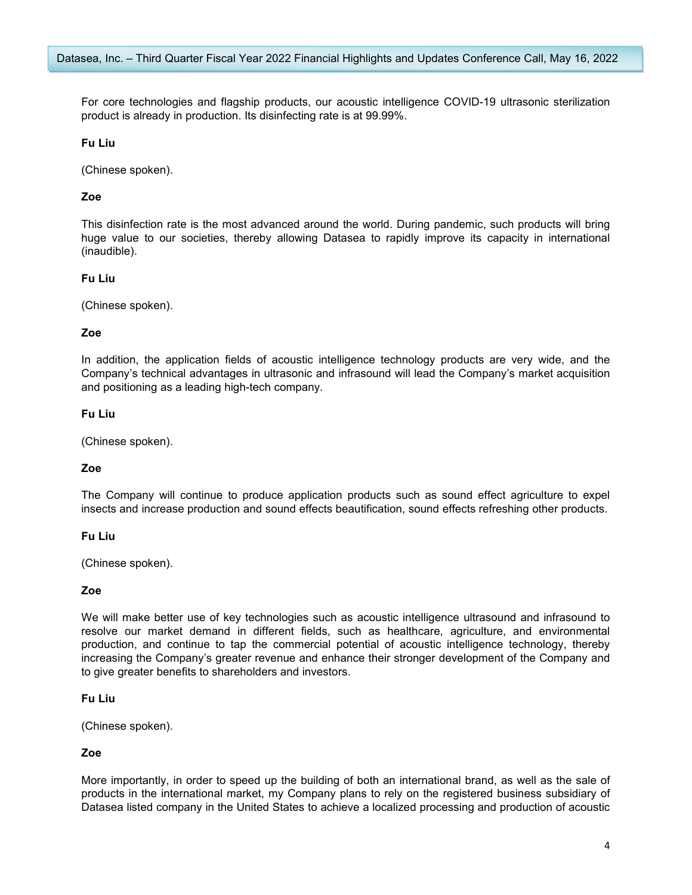For core technologies and flagship products, our acoustic intelligence COVID-19 ultrasonic sterilization product is already in production. Its disinfecting rate is at 99.99%.

**Fu Liu**

(Chinese spoken).

**Zoe**

This disinfection rate is the most advanced around the world. During pandemic, such products will bring huge value to our societies, thereby allowing Datasea to rapidly improve its capacity in international (inaudible).

**Fu Liu**

(Chinese spoken).

**Zoe**

In addition, the application fields of acoustic intelligence technology products are very wide, and the Company's technical advantages in ultrasonic and infrasound will lead the Company's market acquisition and positioning as a leading high-tech company.

**Fu Liu**

(Chinese spoken).

**Zoe**

The Company will continue to produce application products such as sound effect agriculture to expel insects and increase production and sound effects beautification, sound effects refreshing other products.

**Fu Liu**

(Chinese spoken).

**Zoe**

We will make better use of key technologies such as acoustic intelligence ultrasound and infrasound to resolve our market demand in different fields, such as healthcare, agriculture, and environmental production, and continue to tap the commercial potential of acoustic intelligence technology, thereby increasing the Company's greater revenue and enhance their stronger development of the Company and to give greater benefits to shareholders and investors.

**Fu Liu**

(Chinese spoken).

**Zoe**

More importantly, in order to speed up the building of both an international brand, as well as the sale of products in the international market, my Company plans to rely on the registered business subsidiary of Datasea listed company in the United States to achieve a localized processing and production of acoustic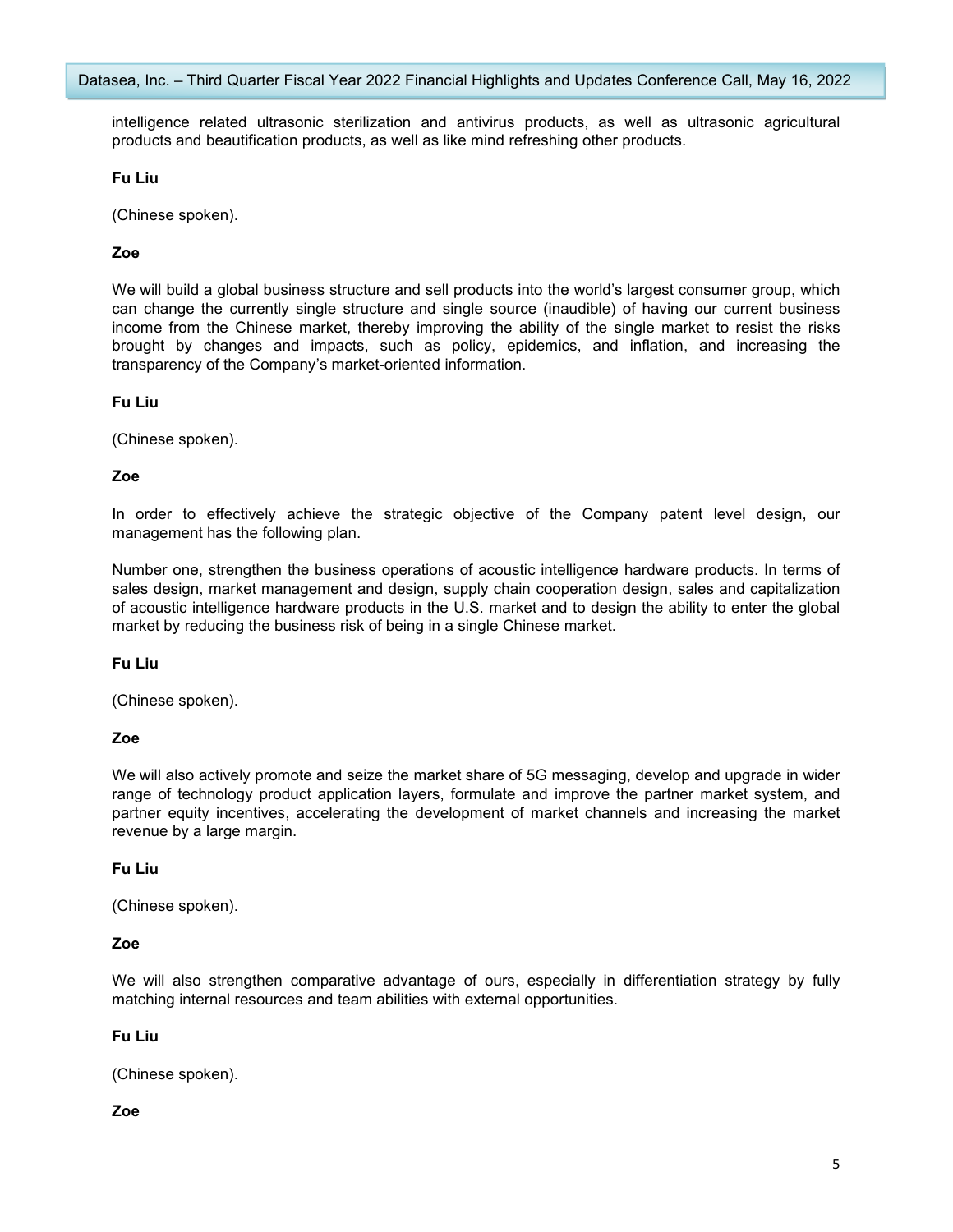intelligence related ultrasonic sterilization and antivirus products, as well as ultrasonic agricultural products and beautification products, as well as like mind refreshing other products.

**Fu Liu**

(Chinese spoken).

**Zoe**

We will build a global business structure and sell products into the world's largest consumer group, which can change the currently single structure and single source (inaudible) of having our current business income from the Chinese market, thereby improving the ability of the single market to resist the risks brought by changes and impacts, such as policy, epidemics, and inflation, and increasing the transparency of the Company's market-oriented information.

**Fu Liu**

(Chinese spoken).

**Zoe**

In order to effectively achieve the strategic objective of the Company patent level design, our management has the following plan.

Number one, strengthen the business operations of acoustic intelligence hardware products. In terms of sales design, market management and design, supply chain cooperation design, sales and capitalization of acoustic intelligence hardware products in the U.S. market and to design the ability to enter the global market by reducing the business risk of being in a single Chinese market.

**Fu Liu**

(Chinese spoken).

**Zoe**

We will also actively promote and seize the market share of 5G messaging, develop and upgrade in wider range of technology product application layers, formulate and improve the partner market system, and partner equity incentives, accelerating the development of market channels and increasing the market revenue by a large margin.

**Fu Liu**

(Chinese spoken).

**Zoe**

We will also strengthen comparative advantage of ours, especially in differentiation strategy by fully matching internal resources and team abilities with external opportunities.

**Fu Liu**

(Chinese spoken).

**Zoe**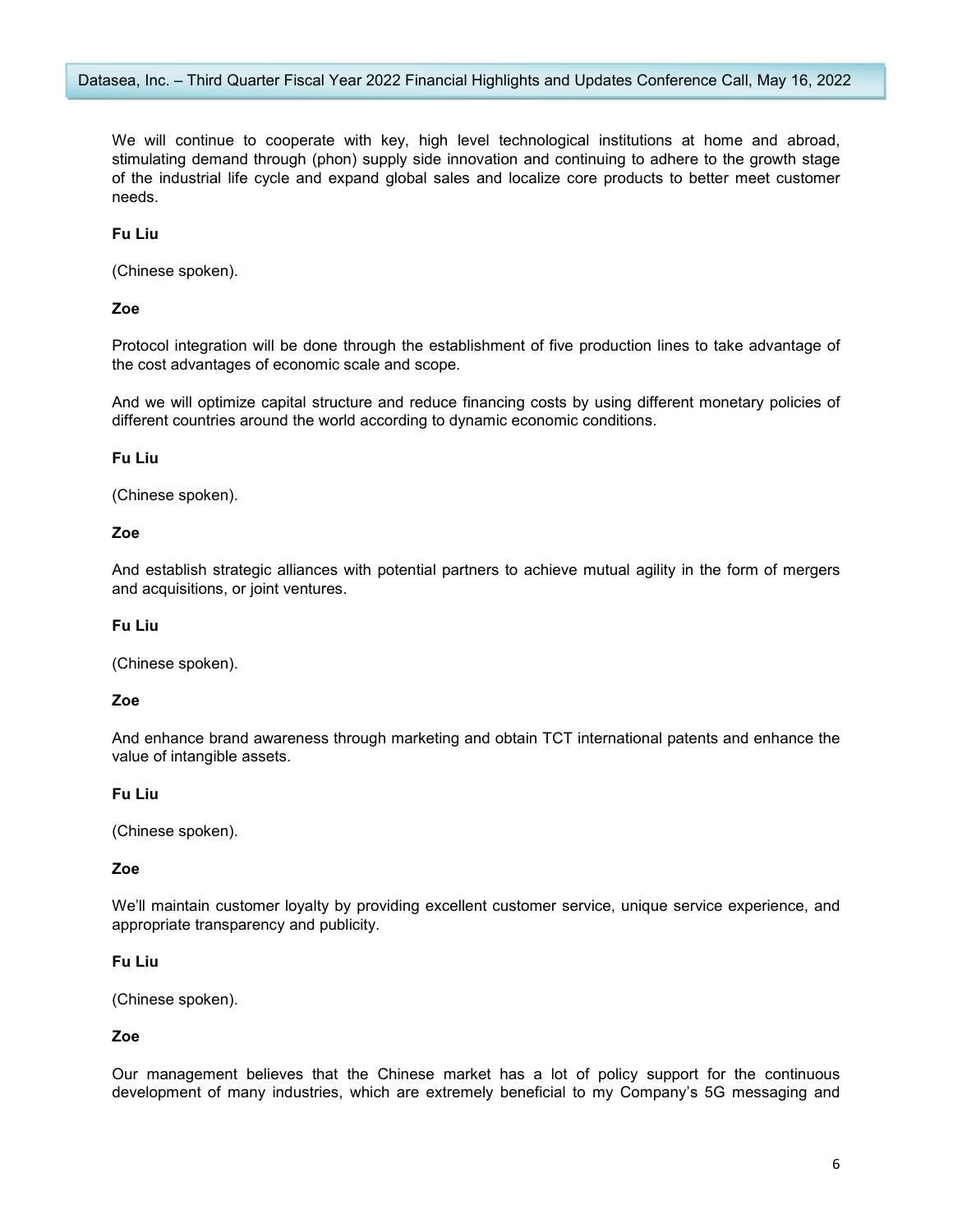We will continue to cooperate with key, high level technological institutions at home and abroad, stimulating demand through (phon) supply side innovation and continuing to adhere to the growth stage of the industrial life cycle and expand global sales and localize core products to better meet customer needs.

**Fu Liu**

(Chinese spoken).

**Zoe**

Protocol integration will be done through the establishment of five production lines to take advantage of the cost advantages of economic scale and scope.

And we will optimize capital structure and reduce financing costs by using different monetary policies of different countries around the world according to dynamic economic conditions.

**Fu Liu**

(Chinese spoken).

**Zoe**

And establish strategic alliances with potential partners to achieve mutual agility in the form of mergers and acquisitions, or joint ventures.

**Fu Liu**

(Chinese spoken).

**Zoe**

And enhance brand awareness through marketing and obtain TCT international patents and enhance the value of intangible assets.

**Fu Liu**

(Chinese spoken).

**Zoe**

We'll maintain customer loyalty by providing excellent customer service, unique service experience, and appropriate transparency and publicity.

**Fu Liu**

(Chinese spoken).

**Zoe**

Our management believes that the Chinese market has a lot of policy support for the continuous development of many industries, which are extremely beneficial to my Company's 5G messaging and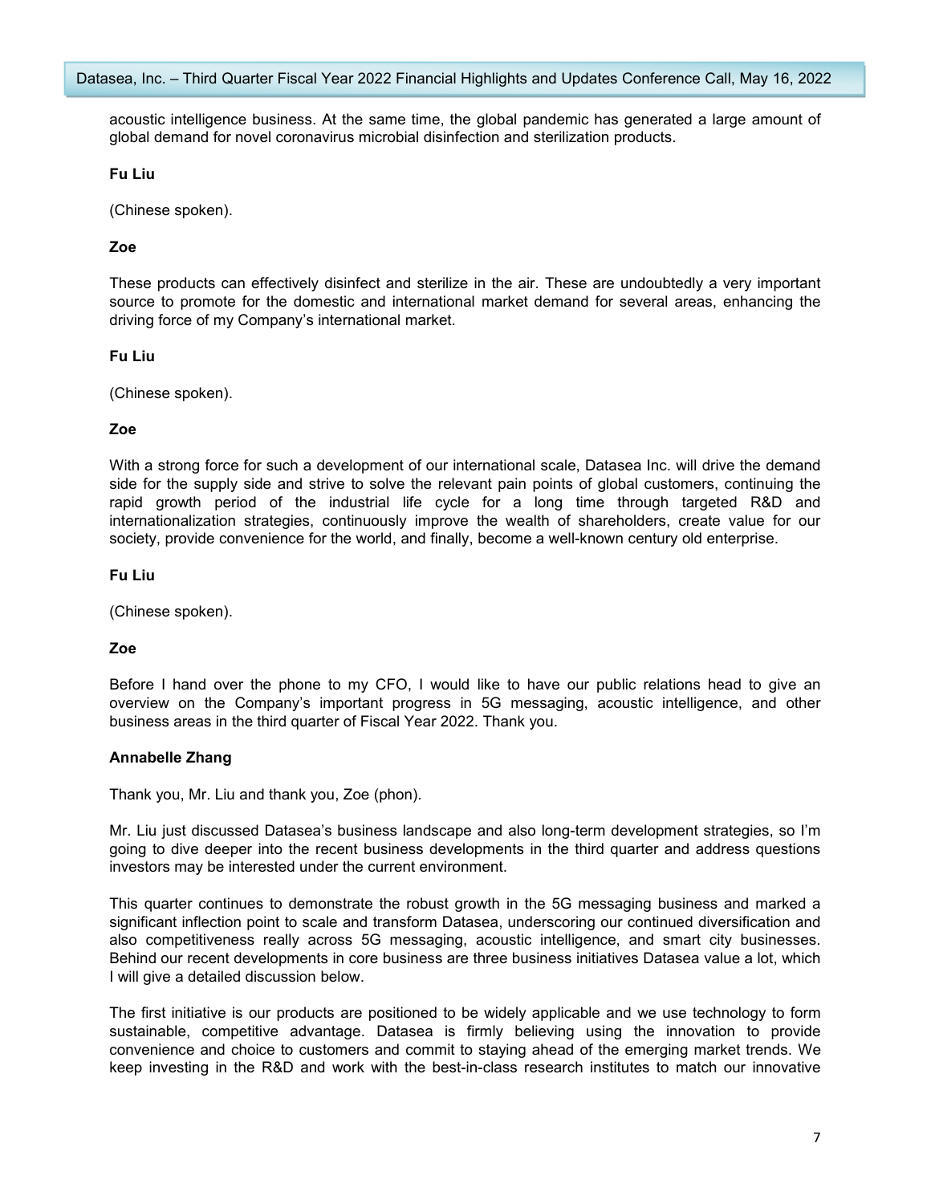acoustic intelligence business. At the same time, the global pandemic has generated a large amount of global demand for novel coronavirus microbial disinfection and sterilization products.

**Fu Liu**

(Chinese spoken).

**Zoe**

These products can effectively disinfect and sterilize in the air. These are undoubtedly a very important source to promote for the domestic and international market demand for several areas, enhancing the driving force of my Company's international market.

**Fu Liu**

(Chinese spoken).

**Zoe**

With a strong force for such a development of our international scale, Datasea Inc. will drive the demand side for the supply side and strive to solve the relevant pain points of global customers, continuing the rapid growth period of the industrial life cycle for a long time through targeted R&D and internationalization strategies, continuously improve the wealth of shareholders, create value for our society, provide convenience for the world, and finally, become a well-known century old enterprise.

**Fu Liu**

(Chinese spoken).

**Zoe**

Before I hand over the phone to my CFO, I would like to have our public relations head to give an overview on the Company's important progress in 5G messaging, acoustic intelligence, and other business areas in the third quarter of Fiscal Year 2022. Thank you.

**Annabelle Zhang**

Thank you, Mr. Liu and thank you, Zoe (phon).

Mr. Liu just discussed Datasea's business landscape and also long-term development strategies, so I'm going to dive deeper into the recent business developments in the third quarter and address questions investors may be interested under the current environment.

This quarter continues to demonstrate the robust growth in the 5G messaging business and marked a significant inflection point to scale and transform Datasea, underscoring our continued diversification and also competitiveness really across 5G messaging, acoustic intelligence, and smart city businesses. Behind our recent developments in core business are three business initiatives Datasea value a lot, which I will give a detailed discussion below.

The first initiative is our products are positioned to be widely applicable and we use technology to form sustainable, competitive advantage. Datasea is firmly believing using the innovation to provide convenience and choice to customers and commit to staying ahead of the emerging market trends. We keep investing in the R&D and work with the best-in-class research institutes to match our innovative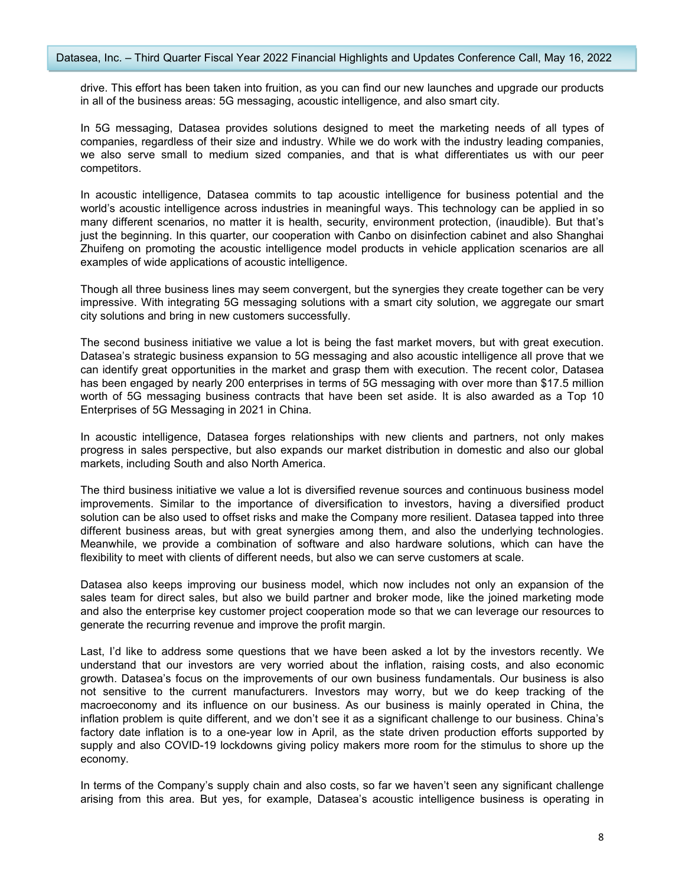drive. This effort has been taken into fruition, as you can find our new launches and upgrade our products in all of the business areas: 5G messaging, acoustic intelligence, and also smart city.

In 5G messaging, Datasea provides solutions designed to meet the marketing needs of all types of companies, regardless of their size and industry. While we do work with the industry leading companies, we also serve small to medium sized companies, and that is what differentiates us with our peer competitors.

In acoustic intelligence, Datasea commits to tap acoustic intelligence for business potential and the world's acoustic intelligence across industries in meaningful ways. This technology can be applied in so many different scenarios, no matter it is health, security, environment protection, (inaudible). But that's just the beginning. In this quarter, our cooperation with Canbo on disinfection cabinet and also Shanghai Zhuifeng on promoting the acoustic intelligence model products in vehicle application scenarios are all examples of wide applications of acoustic intelligence.

Though all three business lines may seem convergent, but the synergies they create together can be very impressive. With integrating 5G messaging solutions with a smart city solution, we aggregate our smart city solutions and bring in new customers successfully.

The second business initiative we value a lot is being the fast market movers, but with great execution. Datasea's strategic business expansion to 5G messaging and also acoustic intelligence all prove that we can identify great opportunities in the market and grasp them with execution. The recent color, Datasea has been engaged by nearly 200 enterprises in terms of 5G messaging with over more than $17.5 million worth of 5G messaging business contracts that have been set aside. It is also awarded as a Top 10 Enterprises of 5G Messaging in 2021 in China.

In acoustic intelligence, Datasea forges relationships with new clients and partners, not only makes progress in sales perspective, but also expands our market distribution in domestic and also our global markets, including South and also North America.

The third business initiative we value a lot is diversified revenue sources and continuous business model improvements. Similar to the importance of diversification to investors, having a diversified product solution can be also used to offset risks and make the Company more resilient. Datasea tapped into three different business areas, but with great synergies among them, and also the underlying technologies. Meanwhile, we provide a combination of software and also hardware solutions, which can have the flexibility to meet with clients of different needs, but also we can serve customers at scale.

Datasea also keeps improving our business model, which now includes not only an expansion of the sales team for direct sales, but also we build partner and broker mode, like the joined marketing mode and also the enterprise key customer project cooperation mode so that we can leverage our resources to generate the recurring revenue and improve the profit margin.

Last, I'd like to address some questions that we have been asked a lot by the investors recently. We understand that our investors are very worried about the inflation, raising costs, and also economic growth. Datasea's focus on the improvements of our own business fundamentals. Our business is also not sensitive to the current manufacturers. Investors may worry, but we do keep tracking of the macroeconomy and its influence on our business. As our business is mainly operated in China, the inflation problem is quite different, and we don't see it as a significant challenge to our business. China's factory date inflation is to a one-year low in April, as the state driven production efforts supported by supply and also COVID-19 lockdowns giving policy makers more room for the stimulus to shore up the economy.

In terms of the Company's supply chain and also costs, so far we haven't seen any significant challenge arising from this area. But yes, for example, Datasea's acoustic intelligence business is operating in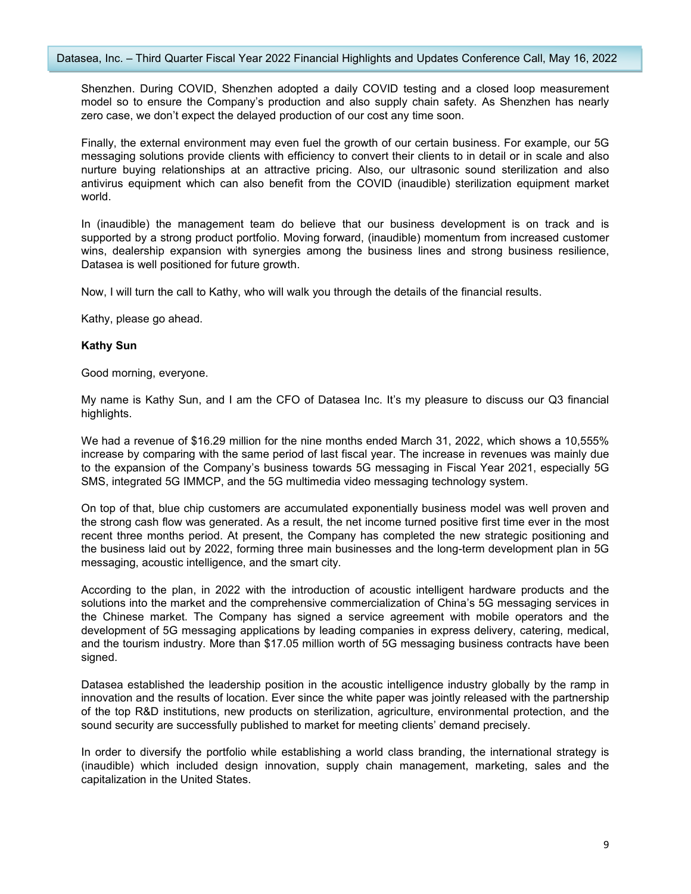Shenzhen. During COVID, Shenzhen adopted a daily COVID testing and a closed loop measurement model so to ensure the Company's production and also supply chain safety. As Shenzhen has nearly zero case, we don't expect the delayed production of our cost any time soon.

Finally, the external environment may even fuel the growth of our certain business. For example, our 5G messaging solutions provide clients with efficiency to convert their clients to in detail or in scale and also nurture buying relationships at an attractive pricing. Also, our ultrasonic sound sterilization and also antivirus equipment which can also benefit from the COVID (inaudible) sterilization equipment market world.

In (inaudible) the management team do believe that our business development is on track and is supported by a strong product portfolio. Moving forward, (inaudible) momentum from increased customer wins, dealership expansion with synergies among the business lines and strong business resilience, Datasea is well positioned for future growth.

Now, I will turn the call to Kathy, who will walk you through the details of the financial results.

Kathy, please go ahead.

**Kathy Sun**

Good morning, everyone.

My name is Kathy Sun, and I am the CFO of Datasea Inc. It's my pleasure to discuss our Q3 financial highlights.

We had a revenue of $16.29 million for the nine months ended March 31, 2022, which shows a 10,555% increase by comparing with the same period of last fiscal year. The increase in revenues was mainly due to the expansion of the Company's business towards 5G messaging in Fiscal Year 2021, especially 5G SMS, integrated 5G IMMCP, and the 5G multimedia video messaging technology system.

On top of that, blue chip customers are accumulated exponentially business model was well proven and the strong cash flow was generated. As a result, the net income turned positive first time ever in the most recent three months period. At present, the Company has completed the new strategic positioning and the business laid out by 2022, forming three main businesses and the long-term development plan in 5G messaging, acoustic intelligence, and the smart city.

According to the plan, in 2022 with the introduction of acoustic intelligent hardware products and the solutions into the market and the comprehensive commercialization of China's 5G messaging services in the Chinese market. The Company has signed a service agreement with mobile operators and the development of 5G messaging applications by leading companies in express delivery, catering, medical, and the tourism industry. More than $17.05 million worth of 5G messaging business contracts have been signed.

Datasea established the leadership position in the acoustic intelligence industry globally by the ramp in innovation and the results of location. Ever since the white paper was jointly released with the partnership of the top R&D institutions, new products on sterilization, agriculture, environmental protection, and the sound security are successfully published to market for meeting clients' demand precisely.

In order to diversify the portfolio while establishing a world class branding, the international strategy is (inaudible) which included design innovation, supply chain management, marketing, sales and the capitalization in the United States.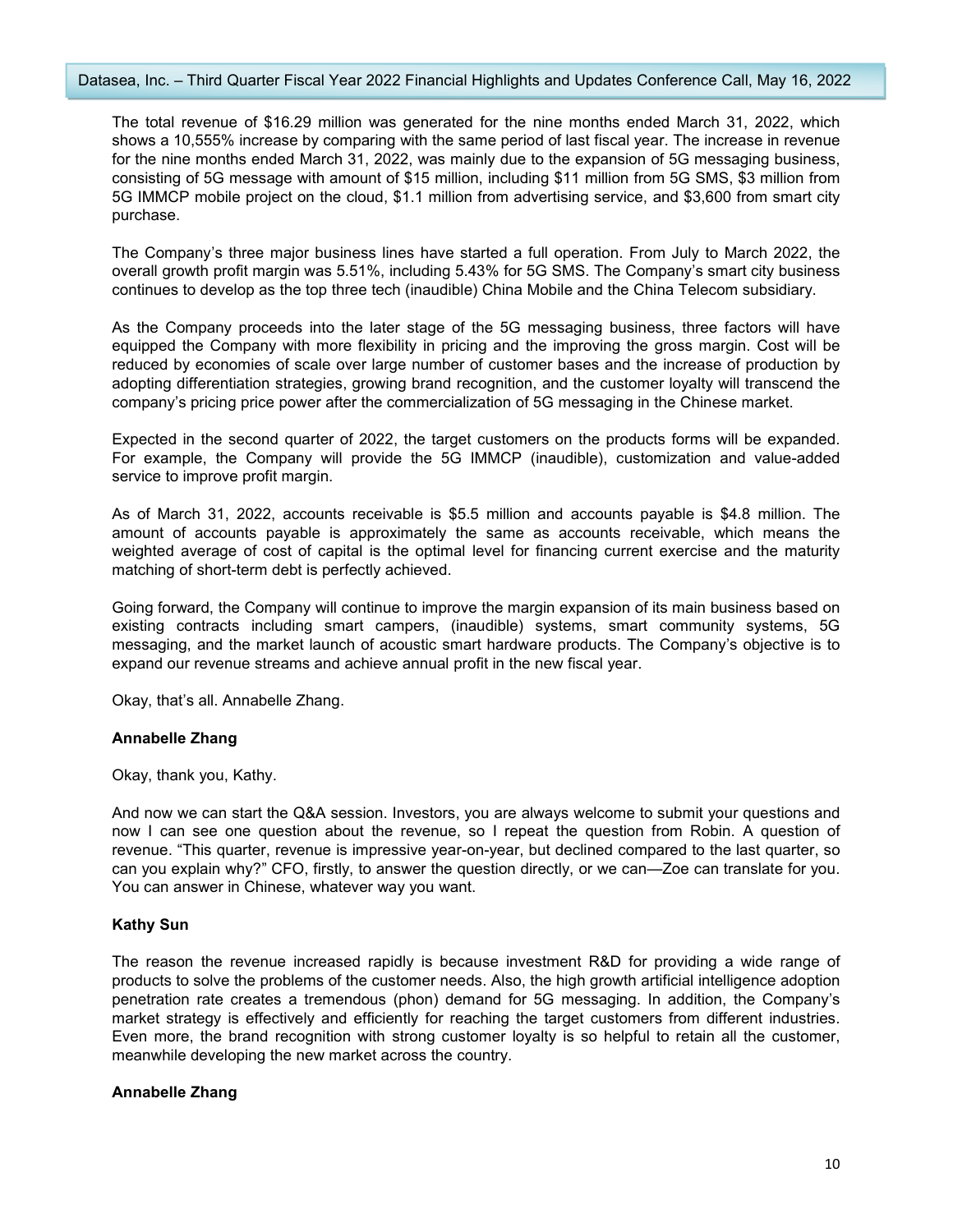The total revenue of $16.29 million was generated for the nine months ended March 31, 2022, which shows a 10,555% increase by comparing with the same period of last fiscal year. The increase in revenue for the nine months ended March 31, 2022, was mainly due to the expansion of 5G messaging business, consisting of 5G message with amount of $15 million, including $11 million from 5G SMS, $3 million from 5G IMMCP mobile project on the cloud, $1.1 million from advertising service, and $3,600 from smart city purchase.

The Company's three major business lines have started a full operation. From July to March 2022, the overall growth profit margin was 5.51%, including 5.43% for 5G SMS. The Company's smart city business continues to develop as the top three tech (inaudible) China Mobile and the China Telecom subsidiary.

As the Company proceeds into the later stage of the 5G messaging business, three factors will have equipped the Company with more flexibility in pricing and the improving the gross margin. Cost will be reduced by economies of scale over large number of customer bases and the increase of production by adopting differentiation strategies, growing brand recognition, and the customer loyalty will transcend the company's pricing price power after the commercialization of 5G messaging in the Chinese market.

Expected in the second quarter of 2022, the target customers on the products forms will be expanded. For example, the Company will provide the 5G IMMCP (inaudible), customization and value-added service to improve profit margin.

As of March 31, 2022, accounts receivable is $5.5 million and accounts payable is $4.8 million. The amount of accounts payable is approximately the same as accounts receivable, which means the weighted average of cost of capital is the optimal level for financing current exercise and the maturity matching of short-term debt is perfectly achieved.

Going forward, the Company will continue to improve the margin expansion of its main business based on existing contracts including smart campers, (inaudible) systems, smart community systems, 5G messaging, and the market launch of acoustic smart hardware products. The Company's objective is to expand our revenue streams and achieve annual profit in the new fiscal year.

Okay, that's all. Annabelle Zhang.

**Annabelle Zhang**

Okay, thank you, Kathy.

And now we can start the Q&A session. Investors, you are always welcome to submit your questions and now I can see one question about the revenue, so I repeat the question from Robin. A question of revenue. "This quarter, revenue is impressive year-on-year, but declined compared to the last quarter, so can you explain why?" CFO, firstly, to answer the question directly, or we can—Zoe can translate for you. You can answer in Chinese, whatever way you want.

**Kathy Sun**

The reason the revenue increased rapidly is because investment R&D for providing a wide range of products to solve the problems of the customer needs. Also, the high growth artificial intelligence adoption penetration rate creates a tremendous (phon) demand for 5G messaging. In addition, the Company's market strategy is effectively and efficiently for reaching the target customers from different industries. Even more, the brand recognition with strong customer loyalty is so helpful to retain all the customer, meanwhile developing the new market across the country.

**Annabelle Zhang**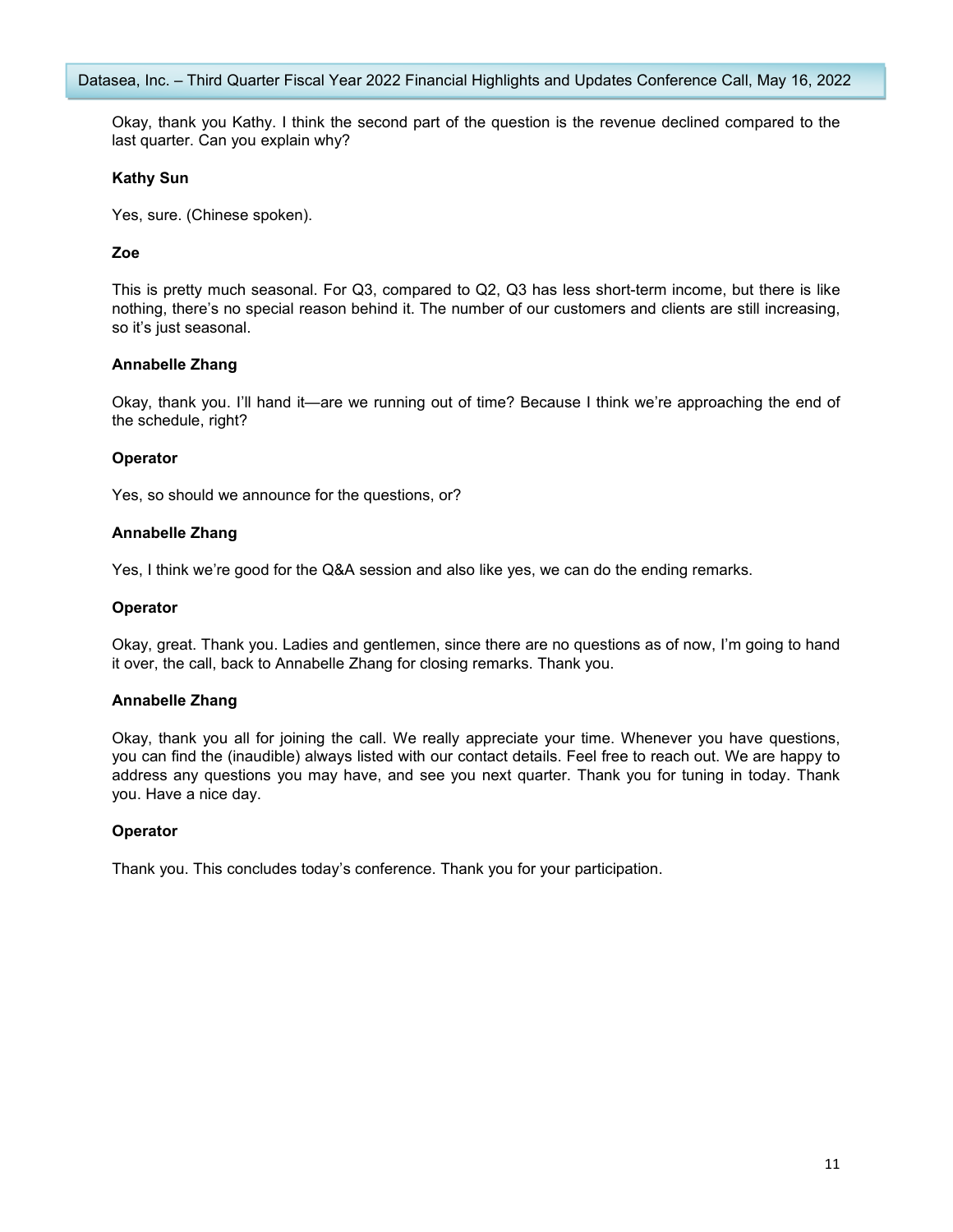Okay, thank you Kathy. I think the second part of the question is the revenue declined compared to the last quarter. Can you explain why?

**Kathy Sun**

Yes, sure. (Chinese spoken).

**Zoe**

This is pretty much seasonal. For Q3, compared to Q2, Q3 has less short-term income, but there is like nothing, there's no special reason behind it. The number of our customers and clients are still increasing, so it's just seasonal.

**Annabelle Zhang**

Okay, thank you. I'll hand it—are we running out of time? Because I think we're approaching the end of the schedule, right?

**Operator**

Yes, so should we announce for the questions, or?

**Annabelle Zhang**

Yes, I think we're good for the Q&A session and also like yes, we can do the ending remarks.

**Operator**

Okay, great. Thank you. Ladies and gentlemen, since there are no questions as of now, I'm going to hand it over, the call, back to Annabelle Zhang for closing remarks. Thank you.

**Annabelle Zhang**

Okay, thank you all for joining the call. We really appreciate your time. Whenever you have questions, you can find the (inaudible) always listed with our contact details. Feel free to reach out. We are happy to address any questions you may have, and see you next quarter. Thank you for tuning in today. Thank you. Have a nice day.

**Operator**

Thank you. This concludes today's conference. Thank you for your participation.